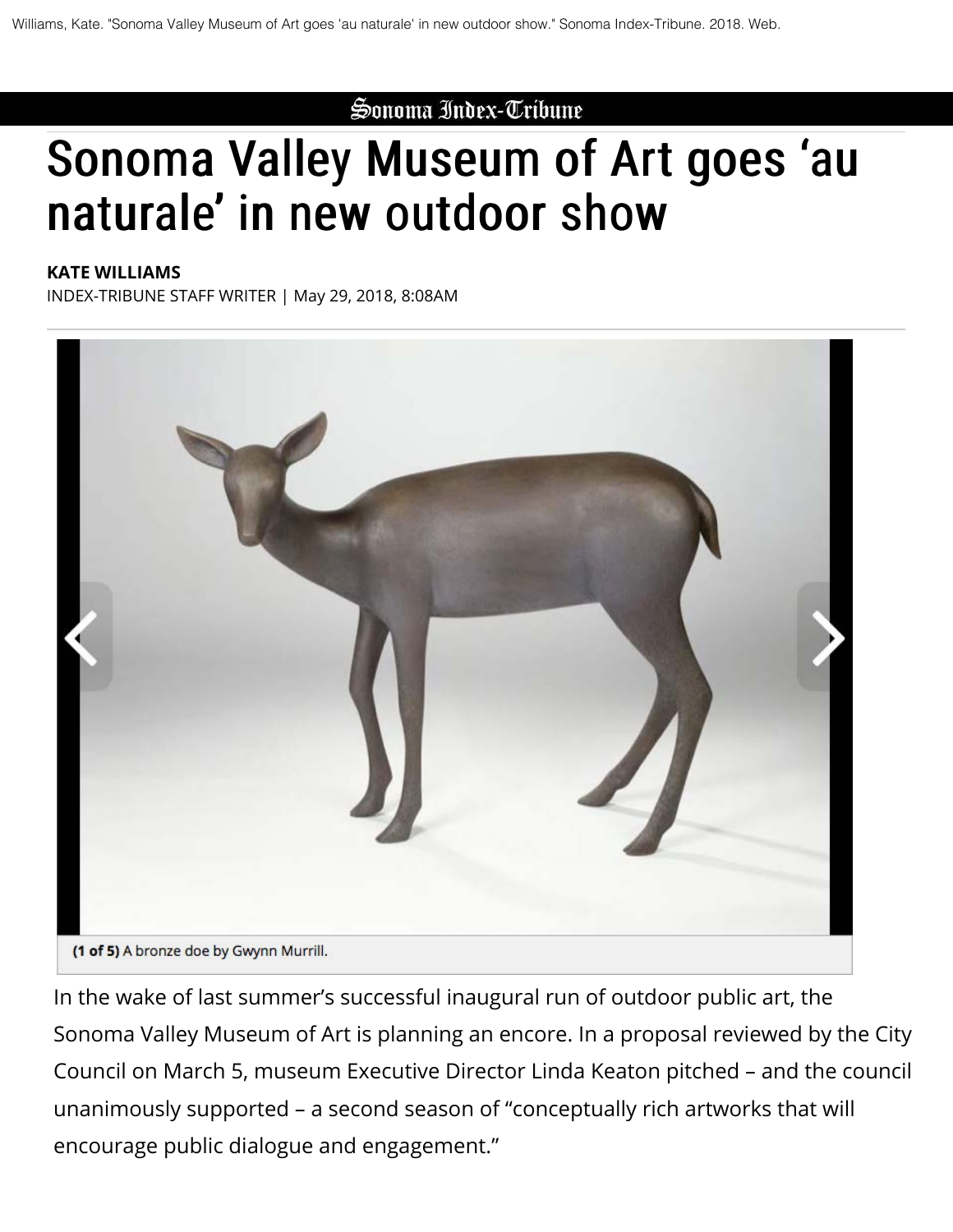Williams, Kate. "Sonoma Valley Museum of Art goes 'au naturale' in new outdoor show." Sonoma Index-Tribune. 2018. Web.

Sonoma Index-Tribune

# Sonoma Valley Museum of Art goes ‘au naturale’ in new outdoor show

**KATE WILLIAMS**
INDEX-TRIBUNE STAFF WRITER | May 29, 2018, 8:08AM

**(1 of 5)** A bronze doe by Gwynn Murrill.

In the wake of last summer’s successful inaugural run of outdoor public art, the Sonoma Valley Museum of Art is planning an encore. In a proposal reviewed by the City Council on March 5, museum Executive Director Linda Keaton pitched – and the council unanimously supported – a second season of “conceptually rich artworks that will encourage public dialogue and engagement.”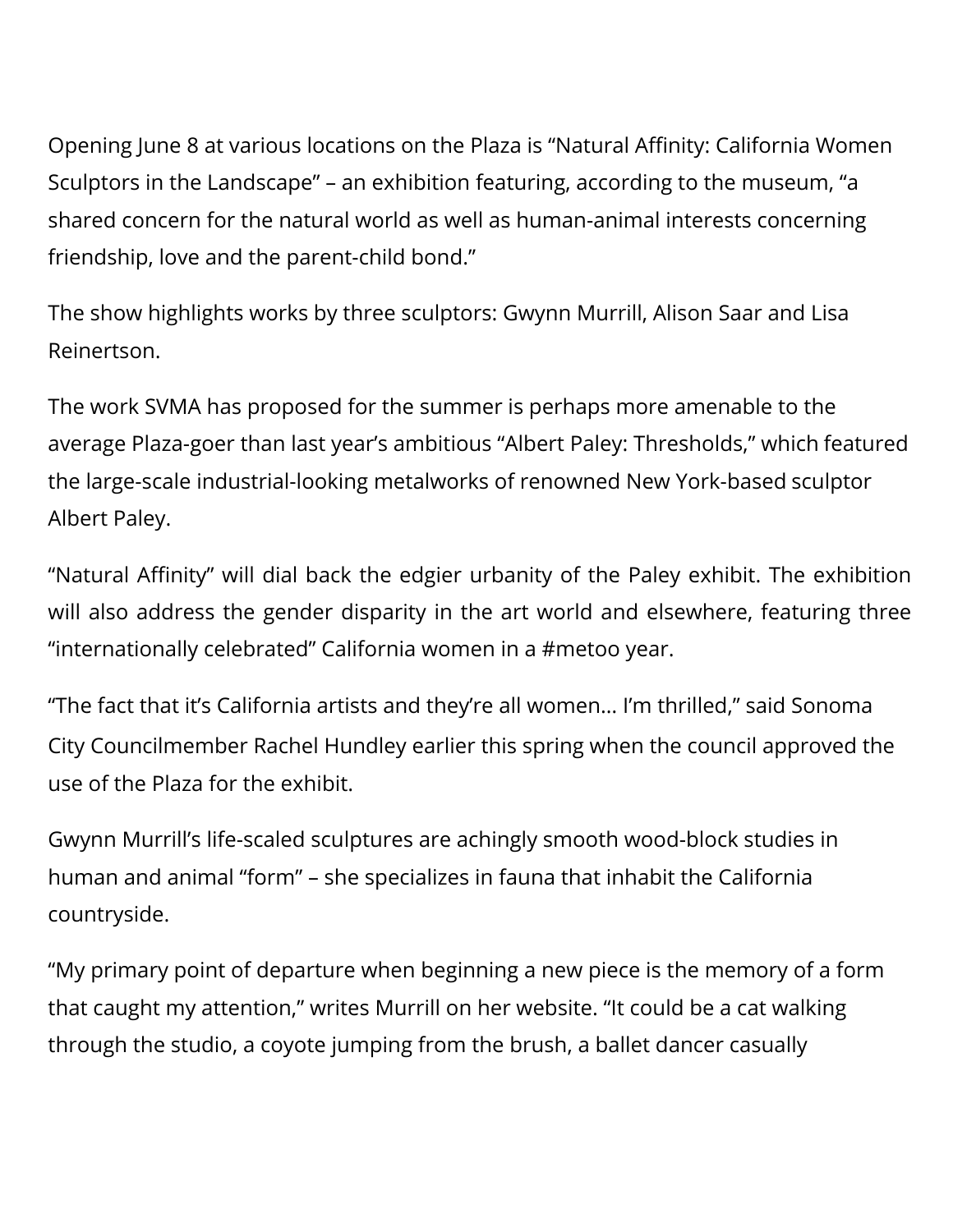Opening June 8 at various locations on the Plaza is "Natural Affinity: California Women Sculptors in the Landscape" – an exhibition featuring, according to the museum, "a shared concern for the natural world as well as human-animal interests concerning friendship, love and the parent-child bond."

The show highlights works by three sculptors: Gwynn Murrill, Alison Saar and Lisa Reinertson.

The work SVMA has proposed for the summer is perhaps more amenable to the average Plaza-goer than last year's ambitious "Albert Paley: Thresholds," which featured the large-scale industrial-looking metalworks of renowned New York-based sculptor Albert Paley.

"Natural Affinity" will dial back the edgier urbanity of the Paley exhibit. The exhibition will also address the gender disparity in the art world and elsewhere, featuring three "internationally celebrated" California women in a #metoo year.

"The fact that it's California artists and they're all women… I'm thrilled," said Sonoma City Councilmember Rachel Hundley earlier this spring when the council approved the use of the Plaza for the exhibit.

Gwynn Murrill's life-scaled sculptures are achingly smooth wood-block studies in human and animal "form" – she specializes in fauna that inhabit the California countryside.

"My primary point of departure when beginning a new piece is the memory of a form that caught my attention," writes Murrill on her website. "It could be a cat walking through the studio, a coyote jumping from the brush, a ballet dancer casually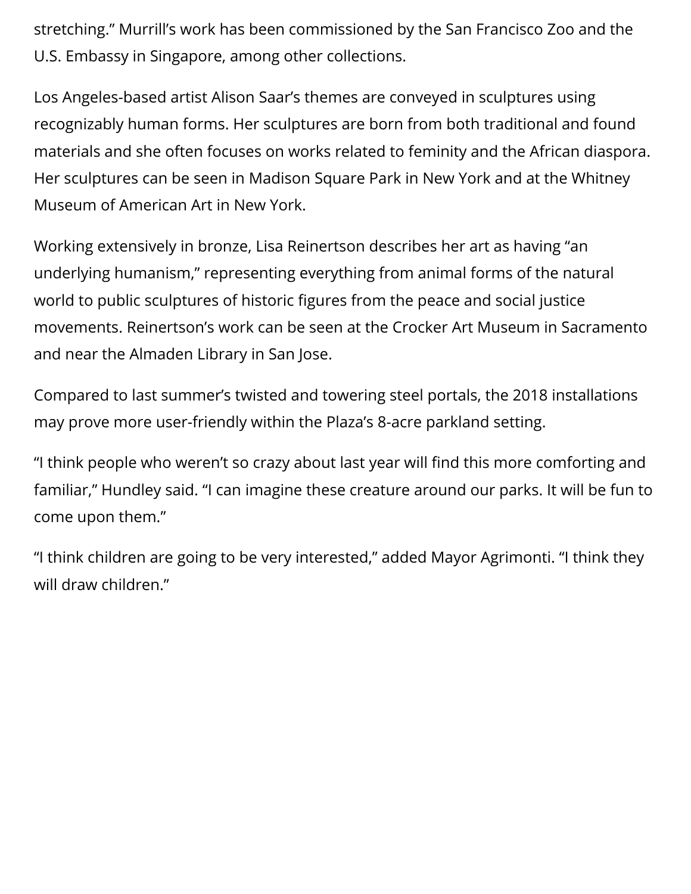stretching.” Murrill’s work has been commissioned by the San Francisco Zoo and the U.S. Embassy in Singapore, among other collections.

Los Angeles-based artist Alison Saar’s themes are conveyed in sculptures using recognizably human forms. Her sculptures are born from both traditional and found materials and she often focuses on works related to feminity and the African diaspora. Her sculptures can be seen in Madison Square Park in New York and at the Whitney Museum of American Art in New York.

Working extensively in bronze, Lisa Reinertson describes her art as having “an underlying humanism,” representing everything from animal forms of the natural world to public sculptures of historic figures from the peace and social justice movements. Reinertson’s work can be seen at the Crocker Art Museum in Sacramento and near the Almaden Library in San Jose.

Compared to last summer’s twisted and towering steel portals, the 2018 installations may prove more user-friendly within the Plaza’s 8-acre parkland setting.

“I think people who weren’t so crazy about last year will find this more comforting and familiar,” Hundley said. “I can imagine these creature around our parks. It will be fun to come upon them.”

“I think children are going to be very interested,” added Mayor Agrimonti. “I think they will draw children.”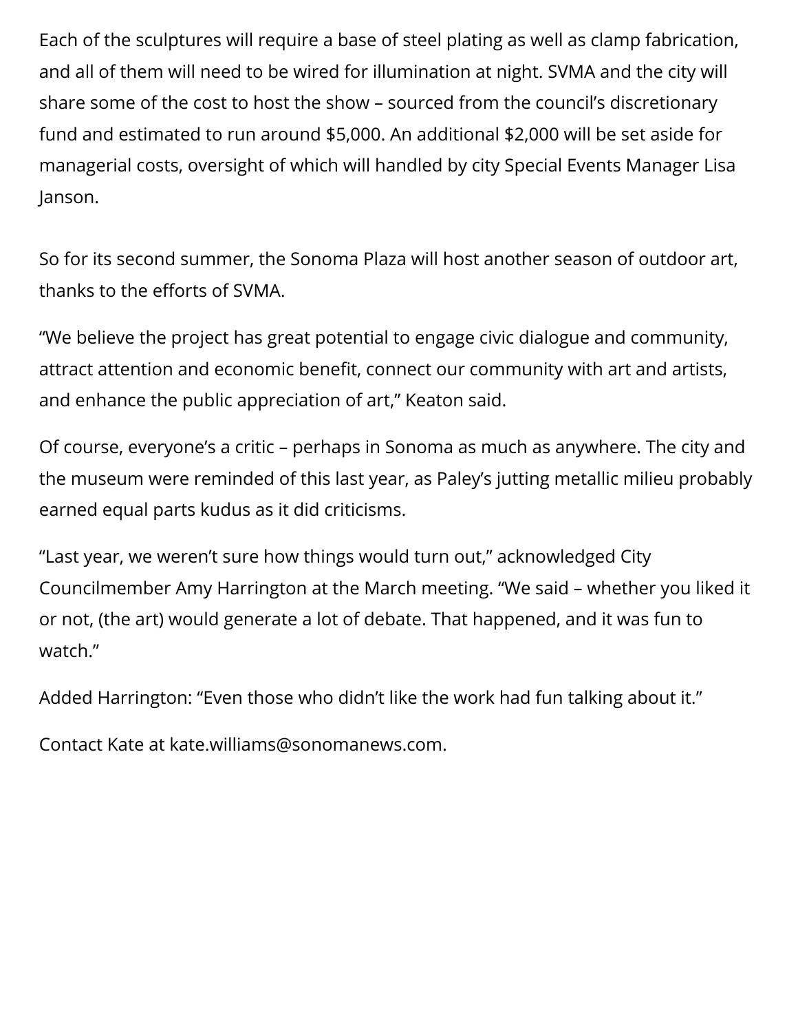Each of the sculptures will require a base of steel plating as well as clamp fabrication, and all of them will need to be wired for illumination at night. SVMA and the city will share some of the cost to host the show – sourced from the council's discretionary fund and estimated to run around $5,000. An additional $2,000 will be set aside for managerial costs, oversight of which will handled by city Special Events Manager Lisa Janson.

So for its second summer, the Sonoma Plaza will host another season of outdoor art, thanks to the efforts of SVMA.

"We believe the project has great potential to engage civic dialogue and community, attract attention and economic benefit, connect our community with art and artists, and enhance the public appreciation of art," Keaton said.

Of course, everyone's a critic – perhaps in Sonoma as much as anywhere. The city and the museum were reminded of this last year, as Paley's jutting metallic milieu probably earned equal parts kudus as it did criticisms.

"Last year, we weren't sure how things would turn out," acknowledged City Councilmember Amy Harrington at the March meeting. "We said – whether you liked it or not, (the art) would generate a lot of debate. That happened, and it was fun to watch."

Added Harrington: "Even those who didn't like the work had fun talking about it."

Contact Kate at kate.williams@sonomanews.com.